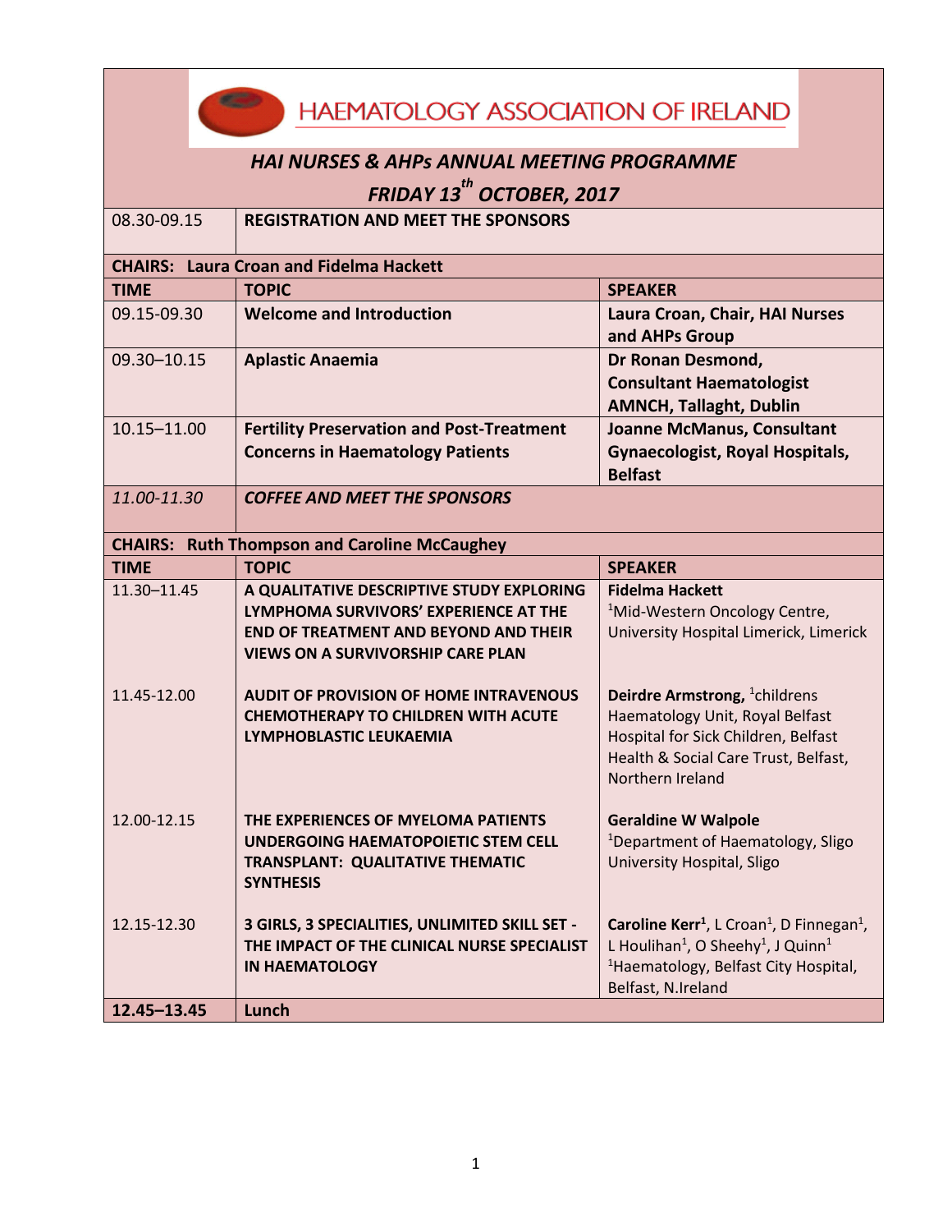# HAEMATOLOGY ASSOCIATION OF IRELAND

## *HAI NURSES & AHPs ANNUAL MEETING PROGRAMME*

## *FRIDAY 13th OCTOBER, 2017*

| | | |
|---|---|---|
| 08.30-09.15 | **REGISTRATION AND MEET THE SPONSORS** | |
| **CHAIRS: Laura Croan and Fidelma Hackett** | | |
| **TIME** | **TOPIC** | **SPEAKER** |
| 09.15-09.30 | **Welcome and Introduction** | **Laura Croan, Chair, HAI Nurses and AHPs Group** |
| 09.30–10.15 | **Aplastic Anaemia** | **Dr Ronan Desmond, Consultant Haematologist AMNCH, Tallaght, Dublin** |
| 10.15–11.00 | **Fertility Preservation and Post-Treatment Concerns in Haematology Patients** | **Joanne McManus, Consultant Gynaecologist, Royal Hospitals, Belfast** |
| *11.00-11.30* | ***COFFEE AND MEET THE SPONSORS*** | |
| **CHAIRS: Ruth Thompson and Caroline McCaughey** | | |
| **TIME** | **TOPIC** | **SPEAKER** |
| 11.30–11.45 | **A QUALITATIVE DESCRIPTIVE STUDY EXPLORING LYMPHOMA SURVIVORS' EXPERIENCE AT THE END OF TREATMENT AND BEYOND AND THEIR VIEWS ON A SURVIVORSHIP CARE PLAN** | **Fidelma Hackett** [1]Mid-Western Oncology Centre, University Hospital Limerick, Limerick |
| 11.45-12.00 | **AUDIT OF PROVISION OF HOME INTRAVENOUS CHEMOTHERAPY TO CHILDREN WITH ACUTE LYMPHOBLASTIC LEUKAEMIA** | **Deirdre Armstrong,** [1]childrens Haematology Unit, Royal Belfast Hospital for Sick Children, Belfast Health & Social Care Trust, Belfast, Northern Ireland |
| 12.00-12.15 | **THE EXPERIENCES OF MYELOMA PATIENTS UNDERGOING HAEMATOPOIETIC STEM CELL TRANSPLANT: QUALITATIVE THEMATIC SYNTHESIS** | **Geraldine W Walpole** [1]Department of Haematology, Sligo University Hospital, Sligo |
| 12.15-12.30 | **3 GIRLS, 3 SPECIALITIES, UNLIMITED SKILL SET - THE IMPACT OF THE CLINICAL NURSE SPECIALIST IN HAEMATOLOGY** | **Caroline Kerr**[1], L Croan[1], D Finnegan[1], L Houlihan[1], O Sheehy[1], J Quinn[1] [1]Haematology, Belfast City Hospital, Belfast, N.Ireland |
| **12.45–13.45** | **Lunch** | |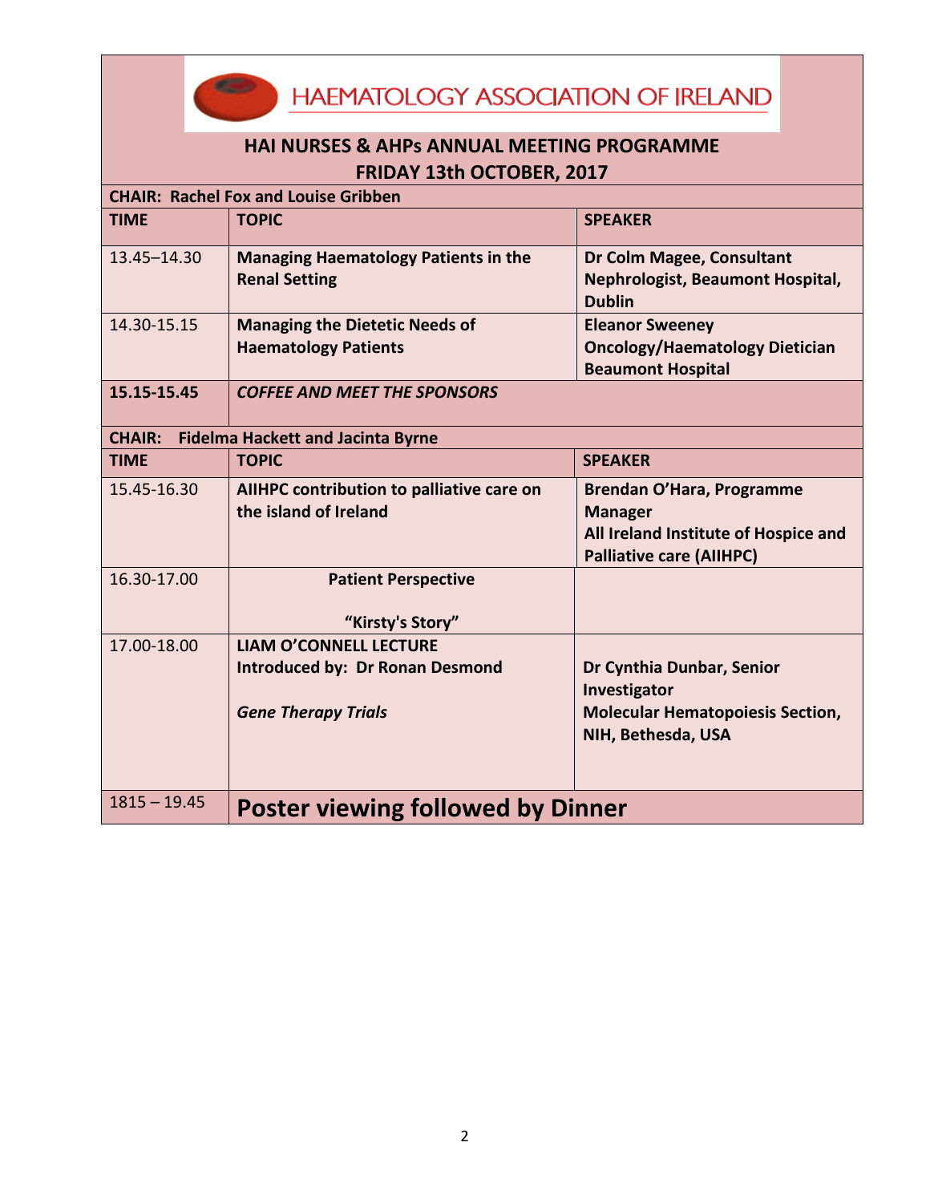# HAEMATOLOGY ASSOCIATION OF IRELAND

## HAI NURSES & AHPs ANNUAL MEETING PROGRAMME

## FRIDAY 13th OCTOBER, 2017

**CHAIR: Rachel Fox and Louise Gribben**

| TIME | TOPIC | SPEAKER |
|---|---|---|
| 13.45–14.30 | **Managing Haematology Patients in the Renal Setting** | **Dr Colm Magee, Consultant Nephrologist, Beaumont Hospital, Dublin** |
| 14.30-15.15 | **Managing the Dietetic Needs of Haematology Patients** | **Eleanor Sweeney Oncology/Haematology Dietician Beaumont Hospital** |
| **15.15-15.45** | ***COFFEE AND MEET THE SPONSORS*** | |

**CHAIR: Fidelma Hackett and Jacinta Byrne**

| TIME | TOPIC | SPEAKER |
|---|---|---|
| 15.45-16.30 | **AIIHPC contribution to palliative care on the island of Ireland** | **Brendan O'Hara, Programme Manager All Ireland Institute of Hospice and Palliative care (AIIHPC)** |
| 16.30-17.00 | **Patient Perspective** **"Kirsty's Story"** | |
| 17.00-18.00 | **LIAM O'CONNELL LECTURE** **Introduced by: Dr Ronan Desmond** ***Gene Therapy Trials*** | **Dr Cynthia Dunbar, Senior Investigator Molecular Hematopoiesis Section, NIH, Bethesda, USA** |
| 1815 – 19.45 | **Poster viewing followed by Dinner** | |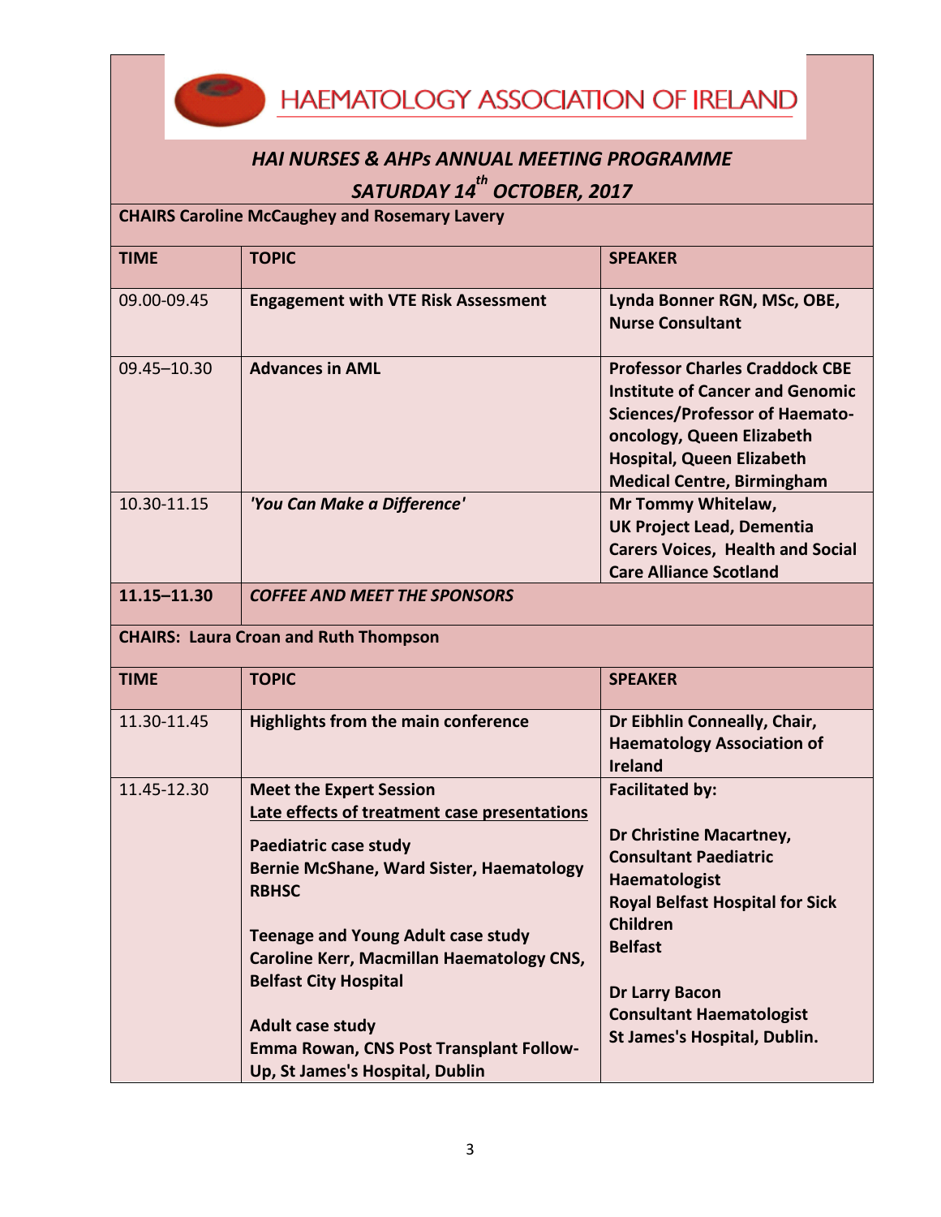# HAEMATOLOGY ASSOCIATION OF IRELAND

## *HAI NURSES & AHPs ANNUAL MEETING PROGRAMME*
## *SATURDAY 14th OCTOBER, 2017*

**CHAIRS Caroline McCaughey and Rosemary Lavery**

| TIME | TOPIC | SPEAKER |
|---|---|---|
| 09.00-09.45 | **Engagement with VTE Risk Assessment** | **Lynda Bonner RGN, MSc, OBE, Nurse Consultant** |
| 09.45–10.30 | **Advances in AML** | **Professor Charles Craddock CBE Institute of Cancer and Genomic Sciences/Professor of Haemato-oncology, Queen Elizabeth Hospital, Queen Elizabeth Medical Centre, Birmingham** |
| 10.30-11.15 | ***'You Can Make a Difference'*** | **Mr Tommy Whitelaw, UK Project Lead, Dementia Carers Voices, Health and Social Care Alliance Scotland** |
| **11.15–11.30** | ***COFFEE AND MEET THE SPONSORS*** | |

**CHAIRS: Laura Croan and Ruth Thompson**

| TIME | TOPIC | SPEAKER |
|---|---|---|
| 11.30-11.45 | **Highlights from the main conference** | **Dr Eibhlin Conneally, Chair, Haematology Association of Ireland** |
| 11.45-12.30 | **Meet the Expert Session**<br>**Late effects of treatment case presentations**<br><br>**Paediatric case study**<br>**Bernie McShane, Ward Sister, Haematology RBHSC**<br><br>**Teenage and Young Adult case study**<br>**Caroline Kerr, Macmillan Haematology CNS, Belfast City Hospital**<br><br>**Adult case study**<br>**Emma Rowan, CNS Post Transplant Follow-Up, St James's Hospital, Dublin** | **Facilitated by:**<br><br>**Dr Christine Macartney, Consultant Paediatric Haematologist Royal Belfast Hospital for Sick Children Belfast**<br><br>**Dr Larry Bacon Consultant Haematologist St James's Hospital, Dublin.** |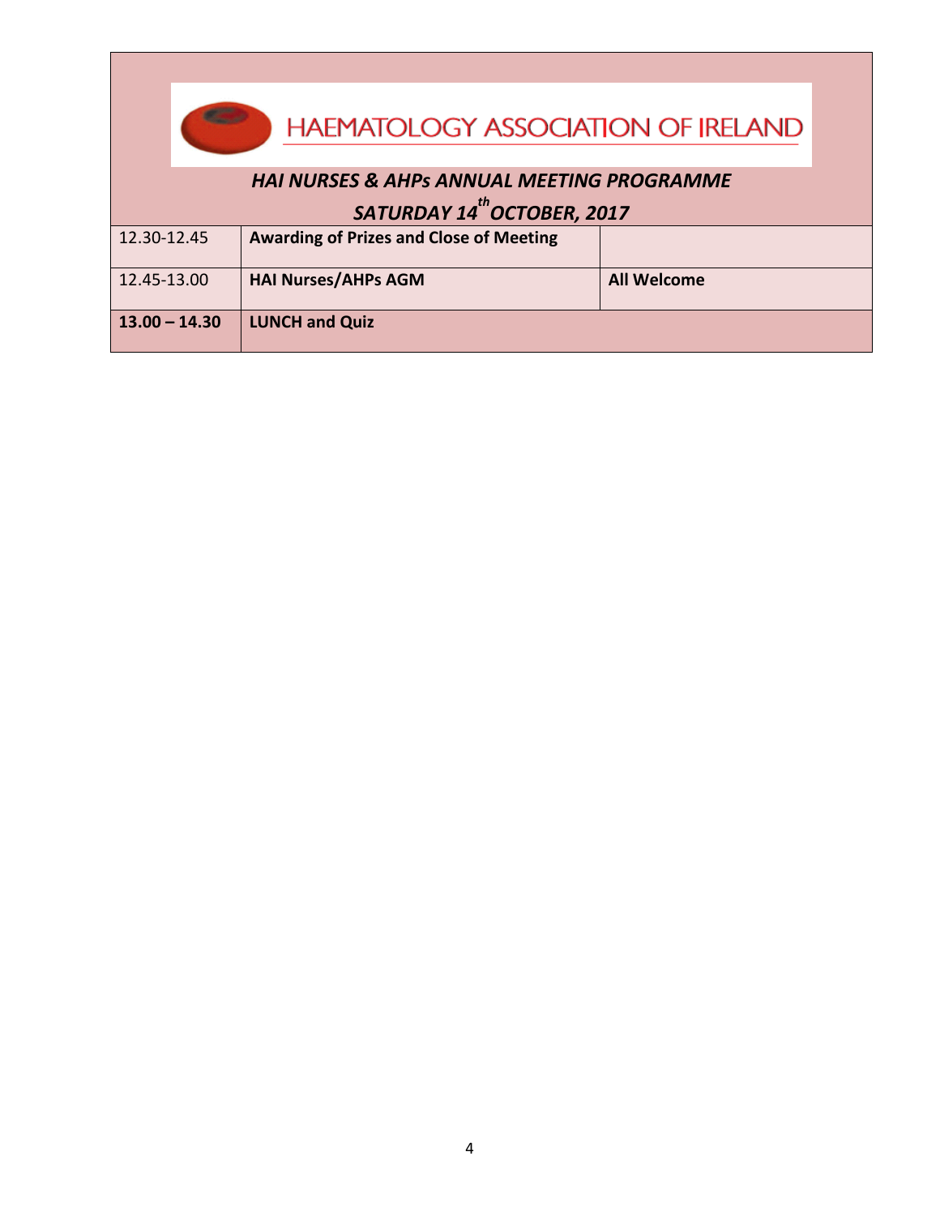# HAEMATOLOGY ASSOCIATION OF IRELAND

***HAI NURSES & AHPs ANNUAL MEETING PROGRAMME***

***SATURDAY 14th OCTOBER, 2017***

| | | |
|---|---|---|
| 12.30-12.45 | **Awarding of Prizes and Close of Meeting** | |
| 12.45-13.00 | **HAI Nurses/AHPs AGM** | **All Welcome** |
| **13.00 – 14.30** | **LUNCH and Quiz** | |